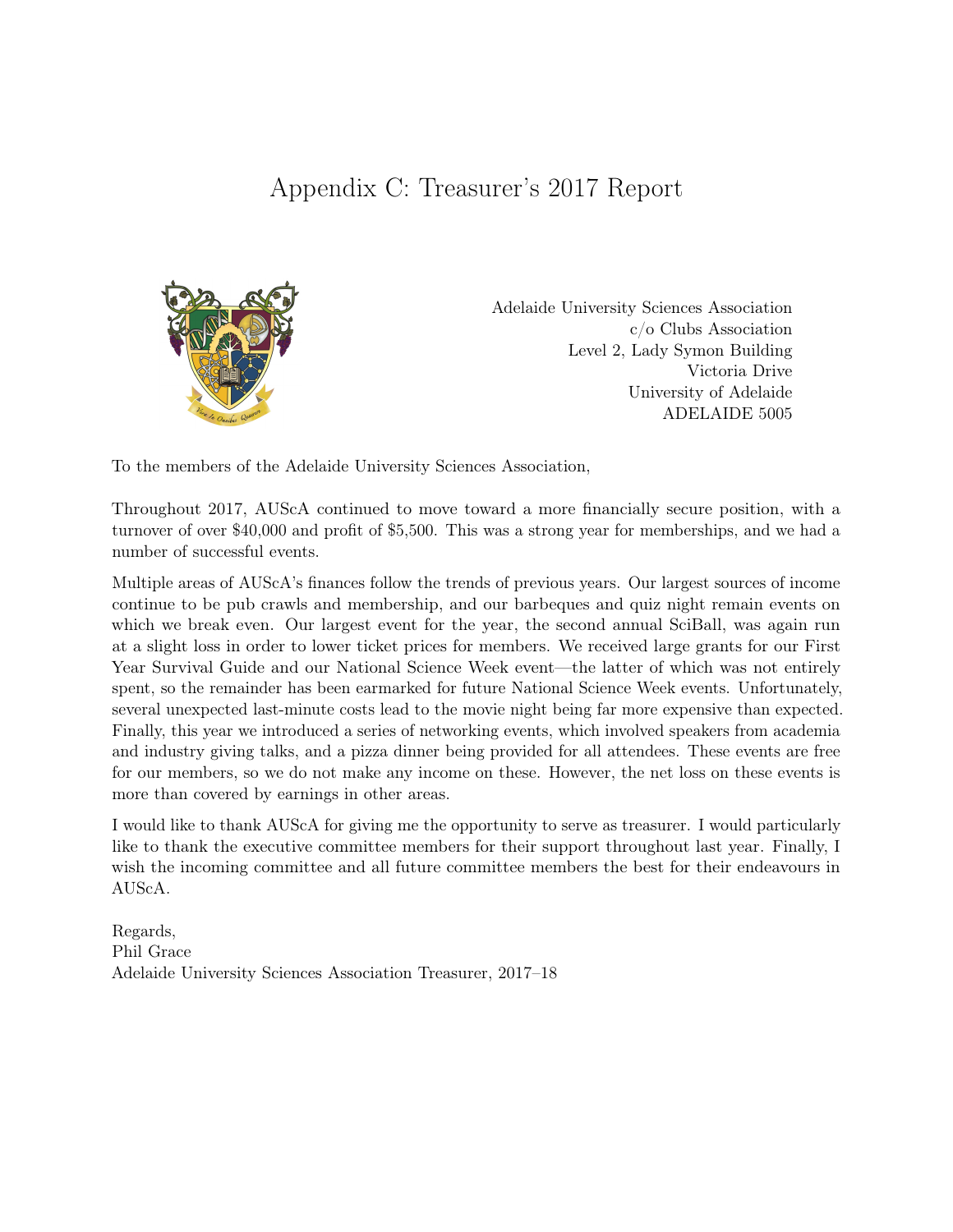# Appendix C: Treasurer's 2017 Report

Adelaide University Sciences Association
c/o Clubs Association
Level 2, Lady Symon Building
Victoria Drive
University of Adelaide
ADELAIDE 5005

To the members of the Adelaide University Sciences Association,

Throughout 2017, AUScA continued to move toward a more financially secure position, with a turnover of over $40,000 and profit of $5,500. This was a strong year for memberships, and we had a number of successful events.

Multiple areas of AUScA's finances follow the trends of previous years. Our largest sources of income continue to be pub crawls and membership, and our barbeques and quiz night remain events on which we break even. Our largest event for the year, the second annual SciBall, was again run at a slight loss in order to lower ticket prices for members. We received large grants for our First Year Survival Guide and our National Science Week event—the latter of which was not entirely spent, so the remainder has been earmarked for future National Science Week events. Unfortunately, several unexpected last-minute costs lead to the movie night being far more expensive than expected. Finally, this year we introduced a series of networking events, which involved speakers from academia and industry giving talks, and a pizza dinner being provided for all attendees. These events are free for our members, so we do not make any income on these. However, the net loss on these events is more than covered by earnings in other areas.

I would like to thank AUScA for giving me the opportunity to serve as treasurer. I would particularly like to thank the executive committee members for their support throughout last year. Finally, I wish the incoming committee and all future committee members the best for their endeavours in AUScA.

Regards,
Phil Grace
Adelaide University Sciences Association Treasurer, 2017–18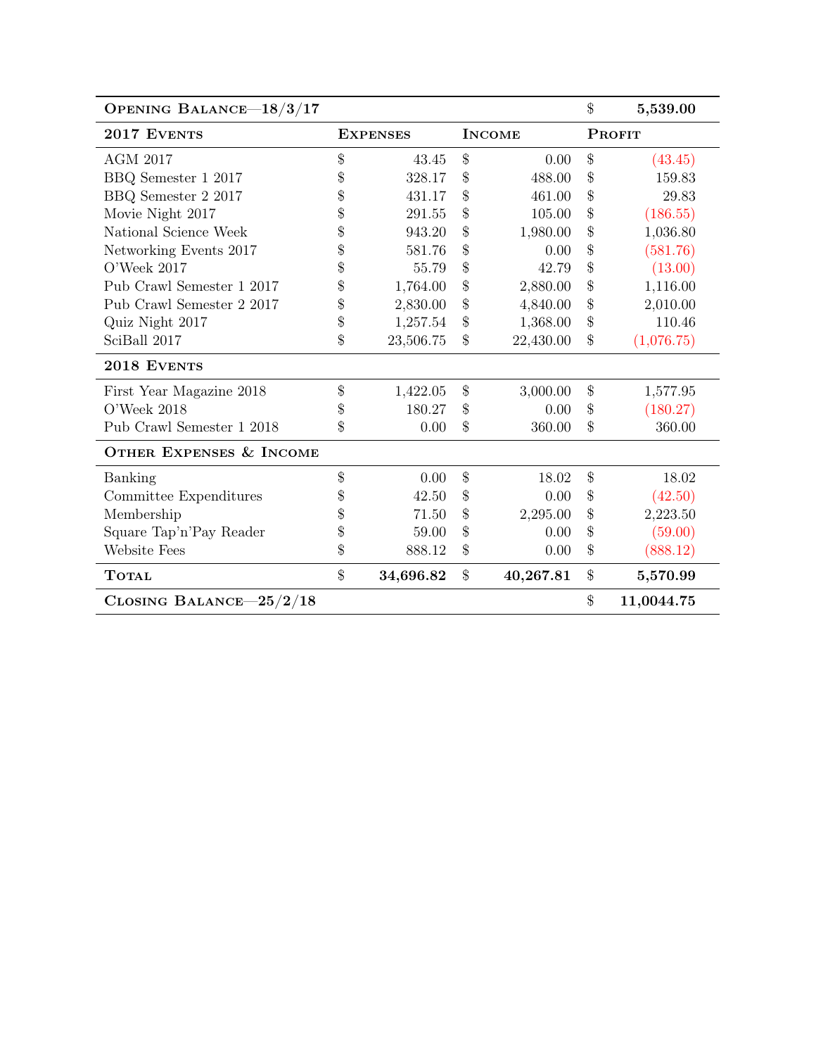| | | | |
|---|---|---|---|
| **Opening Balance—18/3/17** | | | $ **5,539.00** |
| **2017 Events** | **Expenses** | **Income** | **Profit** |
| AGM 2017 | $ 43.45 | $ 0.00 | $ (43.45) |
| BBQ Semester 1 2017 | $ 328.17 | $ 488.00 | $ 159.83 |
| BBQ Semester 2 2017 | $ 431.17 | $ 461.00 | $ 29.83 |
| Movie Night 2017 | $ 291.55 | $ 105.00 | $ (186.55) |
| National Science Week | $ 943.20 | $ 1,980.00 | $ 1,036.80 |
| Networking Events 2017 | $ 581.76 | $ 0.00 | $ (581.76) |
| O'Week 2017 | $ 55.79 | $ 42.79 | $ (13.00) |
| Pub Crawl Semester 1 2017 | $ 1,764.00 | $ 2,880.00 | $ 1,116.00 |
| Pub Crawl Semester 2 2017 | $ 2,830.00 | $ 4,840.00 | $ 2,010.00 |
| Quiz Night 2017 | $ 1,257.54 | $ 1,368.00 | $ 110.46 |
| SciBall 2017 | $ 23,506.75 | $ 22,430.00 | $ (1,076.75) |
| **2018 Events** | | | |
| First Year Magazine 2018 | $ 1,422.05 | $ 3,000.00 | $ 1,577.95 |
| O'Week 2018 | $ 180.27 | $ 0.00 | $ (180.27) |
| Pub Crawl Semester 1 2018 | $ 0.00 | $ 360.00 | $ 360.00 |
| **Other Expenses & Income** | | | |
| Banking | $ 0.00 | $ 18.02 | $ 18.02 |
| Committee Expenditures | $ 42.50 | $ 0.00 | $ (42.50) |
| Membership | $ 71.50 | $ 2,295.00 | $ 2,223.50 |
| Square Tap'n'Pay Reader | $ 59.00 | $ 0.00 | $ (59.00) |
| Website Fees | $ 888.12 | $ 0.00 | $ (888.12) |
| **Total** | $ **34,696.82** | $ **40,267.81** | $ **5,570.99** |
| **Closing Balance—25/2/18** | | | $ **11,0044.75** |